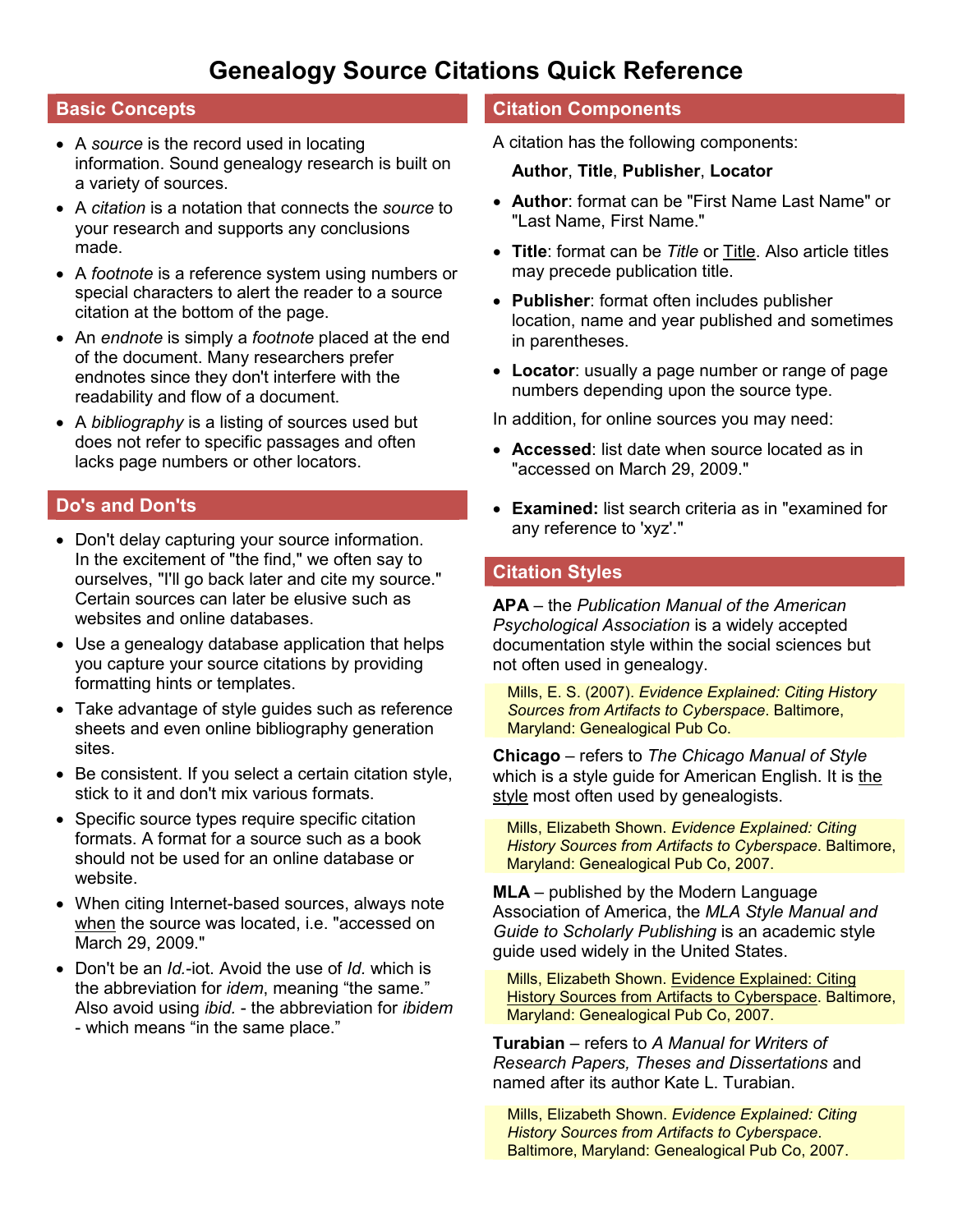# Genealogy Source Citations Quick Reference

## Basic Concepts

- A *source* is the record used in locating information. Sound genealogy research is built on a variety of sources.
- A *citation* is a notation that connects the *source* to your research and supports any conclusions made.
- A *footnote* is a reference system using numbers or special characters to alert the reader to a source citation at the bottom of the page.
- An *endnote* is simply a *footnote* placed at the end of the document. Many researchers prefer endnotes since they don't interfere with the readability and flow of a document.
- A *bibliography* is a listing of sources used but does not refer to specific passages and often lacks page numbers or other locators.

## Do's and Don'ts

- Don't delay capturing your source information. In the excitement of "the find," we often say to ourselves, "I'll go back later and cite my source." Certain sources can later be elusive such as websites and online databases.
- Use a genealogy database application that helps you capture your source citations by providing formatting hints or templates.
- Take advantage of style guides such as reference sheets and even online bibliography generation sites.
- Be consistent. If you select a certain citation style, stick to it and don't mix various formats.
- Specific source types require specific citation formats. A format for a source such as a book should not be used for an online database or website.
- When citing Internet-based sources, always note <u>when</u> the source was located, i.e. "accessed on March 29, 2009."
- Don't be an *Id.*-iot. Avoid the use of *Id.* which is the abbreviation for *idem*, meaning "the same." Also avoid using *ibid.* - the abbreviation for *ibidem* - which means "in the same place."

## Citation Components

A citation has the following components:

**Author**, **Title**, **Publisher**, **Locator**

- **Author**: format can be "First Name Last Name" or "Last Name, First Name."
- **Title**: format can be *Title* or <u>Title</u>. Also article titles may precede publication title.
- **Publisher**: format often includes publisher location, name and year published and sometimes in parentheses.
- **Locator**: usually a page number or range of page numbers depending upon the source type.

In addition, for online sources you may need:

- **Accessed**: list date when source located as in "accessed on March 29, 2009."
- **Examined:** list search criteria as in "examined for any reference to 'xyz'."

## Citation Styles

**APA** – the *Publication Manual of the American Psychological Association* is a widely accepted documentation style within the social sciences but not often used in genealogy.

> Mills, E. S. (2007). *Evidence Explained: Citing History Sources from Artifacts to Cyberspace*. Baltimore, Maryland: Genealogical Pub Co.

**Chicago** – refers to *The Chicago Manual of Style* which is a style guide for American English. It is <u>the style</u> most often used by genealogists.

> Mills, Elizabeth Shown. *Evidence Explained: Citing History Sources from Artifacts to Cyberspace*. Baltimore, Maryland: Genealogical Pub Co, 2007.

**MLA** – published by the Modern Language Association of America, the *MLA Style Manual and Guide to Scholarly Publishing* is an academic style guide used widely in the United States.

> Mills, Elizabeth Shown. <u>Evidence Explained: Citing History Sources from Artifacts to Cyberspace</u>. Baltimore, Maryland: Genealogical Pub Co, 2007.

**Turabian** – refers to *A Manual for Writers of Research Papers, Theses and Dissertations* and named after its author Kate L. Turabian.

> Mills, Elizabeth Shown. *Evidence Explained: Citing History Sources from Artifacts to Cyberspace*. Baltimore, Maryland: Genealogical Pub Co, 2007.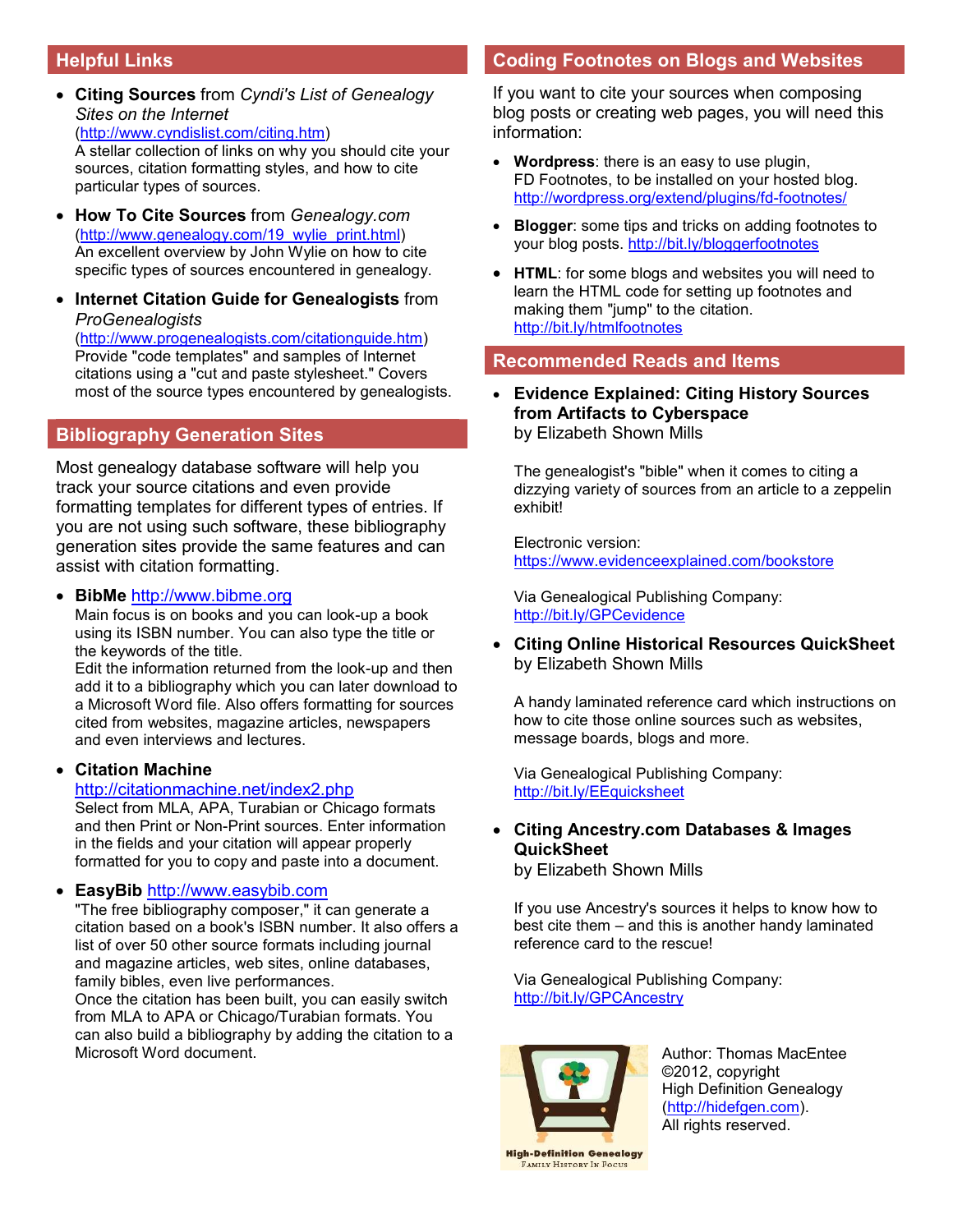## Helpful Links

- **Citing Sources** from *Cyndi's List of Genealogy Sites on the Internet* (http://www.cyndislist.com/citing.htm)
  A stellar collection of links on why you should cite your sources, citation formatting styles, and how to cite particular types of sources.
- **How To Cite Sources** from *Genealogy.com* (http://www.genealogy.com/19_wylie_print.html)
  An excellent overview by John Wylie on how to cite specific types of sources encountered in genealogy.
- **Internet Citation Guide for Genealogists** from *ProGenealogists* (http://www.progenealogists.com/citationguide.htm)
  Provide "code templates" and samples of Internet citations using a "cut and paste stylesheet." Covers most of the source types encountered by genealogists.

## Bibliography Generation Sites

Most genealogy database software will help you track your source citations and even provide formatting templates for different types of entries. If you are not using such software, these bibliography generation sites provide the same features and can assist with citation formatting.

- **BibMe** http://www.bibme.org
  Main focus is on books and you can look-up a book using its ISBN number. You can also type the title or the keywords of the title.
  Edit the information returned from the look-up and then add it to a bibliography which you can later download to a Microsoft Word file. Also offers formatting for sources cited from websites, magazine articles, newspapers and even interviews and lectures.
- **Citation Machine**
  http://citationmachine.net/index2.php
  Select from MLA, APA, Turabian or Chicago formats and then Print or Non-Print sources. Enter information in the fields and your citation will appear properly formatted for you to copy and paste into a document.
- **EasyBib** http://www.easybib.com
  "The free bibliography composer," it can generate a citation based on a book's ISBN number. It also offers a list of over 50 other source formats including journal and magazine articles, web sites, online databases, family bibles, even live performances.
  Once the citation has been built, you can easily switch from MLA to APA or Chicago/Turabian formats. You can also build a bibliography by adding the citation to a Microsoft Word document.

## Coding Footnotes on Blogs and Websites

If you want to cite your sources when composing blog posts or creating web pages, you will need this information:

- **Wordpress**: there is an easy to use plugin, FD Footnotes, to be installed on your hosted blog. http://wordpress.org/extend/plugins/fd-footnotes/
- **Blogger**: some tips and tricks on adding footnotes to your blog posts. http://bit.ly/bloggerfootnotes
- **HTML**: for some blogs and websites you will need to learn the HTML code for setting up footnotes and making them "jump" to the citation. http://bit.ly/htmlfootnotes

## Recommended Reads and Items

- **Evidence Explained: Citing History Sources from Artifacts to Cyberspace**
  by Elizabeth Shown Mills

  The genealogist's "bible" when it comes to citing a dizzying variety of sources from an article to a zeppelin exhibit!

  Electronic version:
  https://www.evidenceexplained.com/bookstore

  Via Genealogical Publishing Company:
  http://bit.ly/GPCevidence

- **Citing Online Historical Resources QuickSheet**
  by Elizabeth Shown Mills

  A handy laminated reference card which instructions on how to cite those online sources such as websites, message boards, blogs and more.

  Via Genealogical Publishing Company:
  http://bit.ly/EEquicksheet

- **Citing Ancestry.com Databases & Images QuickSheet**
  by Elizabeth Shown Mills

  If you use Ancestry's sources it helps to know how to best cite them – and this is another handy laminated reference card to the rescue!

  Via Genealogical Publishing Company:
  http://bit.ly/GPCAncestry

Author: Thomas MacEntee
©2012, copyright
High Definition Genealogy
(http://hidefgen.com).
All rights reserved.